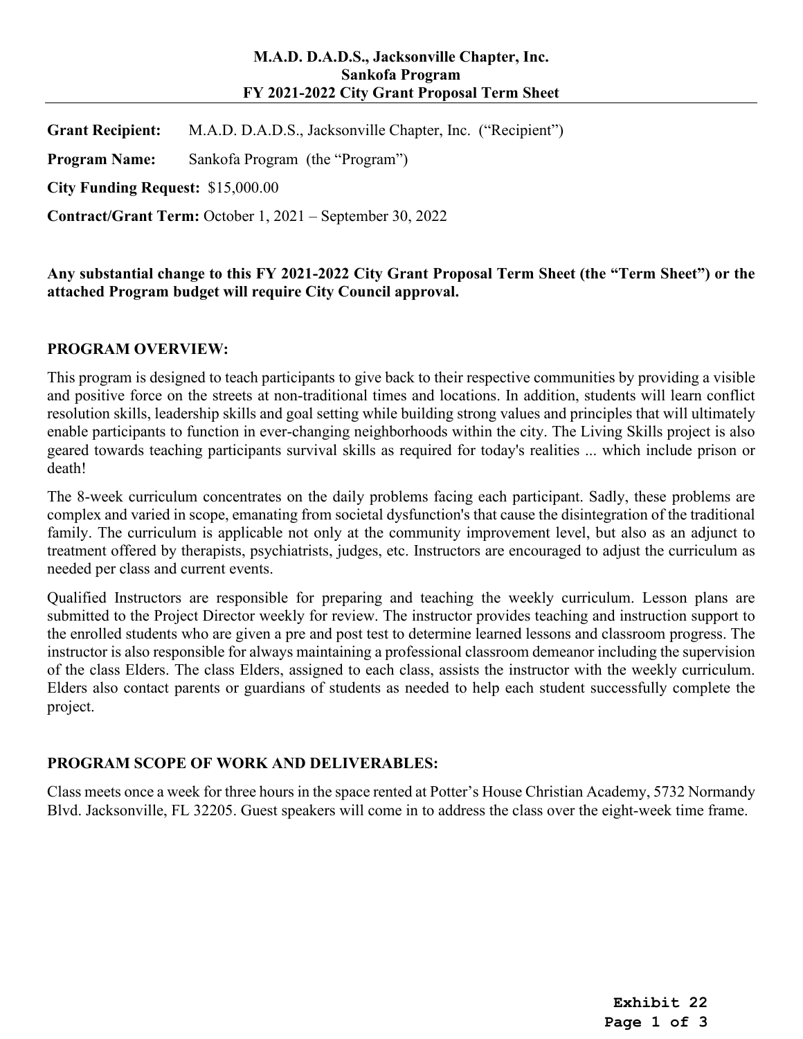**M.A.D. D.A.D.S., Jacksonville Chapter, Inc.**
**Sankofa Program**
**FY 2021-2022 City Grant Proposal Term Sheet**

---

**Grant Recipient:** M.A.D. D.A.D.S., Jacksonville Chapter, Inc. ("Recipient")

**Program Name:** Sankofa Program (the "Program")

**City Funding Request:** $15,000.00

**Contract/Grant Term:** October 1, 2021 – September 30, 2022

**Any substantial change to this FY 2021-2022 City Grant Proposal Term Sheet (the "Term Sheet") or the attached Program budget will require City Council approval.**

## PROGRAM OVERVIEW:

This program is designed to teach participants to give back to their respective communities by providing a visible and positive force on the streets at non-traditional times and locations. In addition, students will learn conflict resolution skills, leadership skills and goal setting while building strong values and principles that will ultimately enable participants to function in ever-changing neighborhoods within the city. The Living Skills project is also geared towards teaching participants survival skills as required for today's realities ... which include prison or death!

The 8-week curriculum concentrates on the daily problems facing each participant. Sadly, these problems are complex and varied in scope, emanating from societal dysfunction's that cause the disintegration of the traditional family. The curriculum is applicable not only at the community improvement level, but also as an adjunct to treatment offered by therapists, psychiatrists, judges, etc. Instructors are encouraged to adjust the curriculum as needed per class and current events.

Qualified Instructors are responsible for preparing and teaching the weekly curriculum. Lesson plans are submitted to the Project Director weekly for review. The instructor provides teaching and instruction support to the enrolled students who are given a pre and post test to determine learned lessons and classroom progress. The instructor is also responsible for always maintaining a professional classroom demeanor including the supervision of the class Elders. The class Elders, assigned to each class, assists the instructor with the weekly curriculum. Elders also contact parents or guardians of students as needed to help each student successfully complete the project.

## PROGRAM SCOPE OF WORK AND DELIVERABLES:

Class meets once a week for three hours in the space rented at Potter's House Christian Academy, 5732 Normandy Blvd. Jacksonville, FL 32205. Guest speakers will come in to address the class over the eight-week time frame.

**Exhibit 22**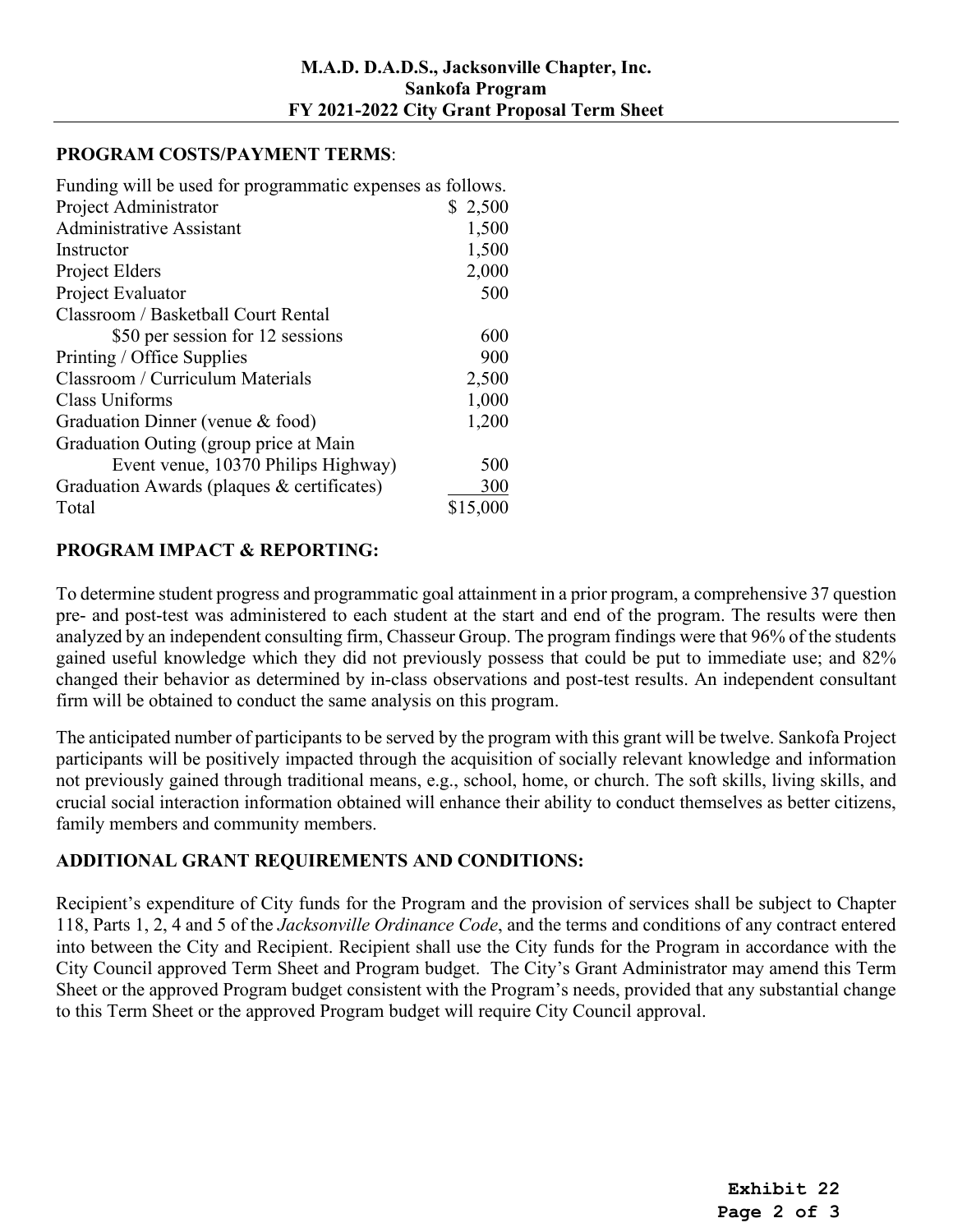**M.A.D. D.A.D.S., Jacksonville Chapter, Inc.**
**Sankofa Program**
**FY 2021-2022 City Grant Proposal Term Sheet**

**PROGRAM COSTS/PAYMENT TERMS**:

Funding will be used for programmatic expenses as follows.

| Item | Amount |
|---|---|
| Project Administrator | $ 2,500 |
| Administrative Assistant | 1,500 |
| Instructor | 1,500 |
| Project Elders | 2,000 |
| Project Evaluator | 500 |
| Classroom / Basketball Court Rental $50 per session for 12 sessions | 600 |
| Printing / Office Supplies | 900 |
| Classroom / Curriculum Materials | 2,500 |
| Class Uniforms | 1,000 |
| Graduation Dinner (venue & food) | 1,200 |
| Graduation Outing (group price at Main Event venue, 10370 Philips Highway) | 500 |
| Graduation Awards (plaques & certificates) | 300 |
| Total | $15,000 |

**PROGRAM IMPACT & REPORTING:**

To determine student progress and programmatic goal attainment in a prior program, a comprehensive 37 question pre- and post-test was administered to each student at the start and end of the program. The results were then analyzed by an independent consulting firm, Chasseur Group. The program findings were that 96% of the students gained useful knowledge which they did not previously possess that could be put to immediate use; and 82% changed their behavior as determined by in-class observations and post-test results. An independent consultant firm will be obtained to conduct the same analysis on this program.

The anticipated number of participants to be served by the program with this grant will be twelve. Sankofa Project participants will be positively impacted through the acquisition of socially relevant knowledge and information not previously gained through traditional means, e.g., school, home, or church. The soft skills, living skills, and crucial social interaction information obtained will enhance their ability to conduct themselves as better citizens, family members and community members.

**ADDITIONAL GRANT REQUIREMENTS AND CONDITIONS:**

Recipient's expenditure of City funds for the Program and the provision of services shall be subject to Chapter 118, Parts 1, 2, 4 and 5 of the *Jacksonville Ordinance Code*, and the terms and conditions of any contract entered into between the City and Recipient. Recipient shall use the City funds for the Program in accordance with the City Council approved Term Sheet and Program budget. The City's Grant Administrator may amend this Term Sheet or the approved Program budget consistent with the Program's needs, provided that any substantial change to this Term Sheet or the approved Program budget will require City Council approval.

**Exhibit 22**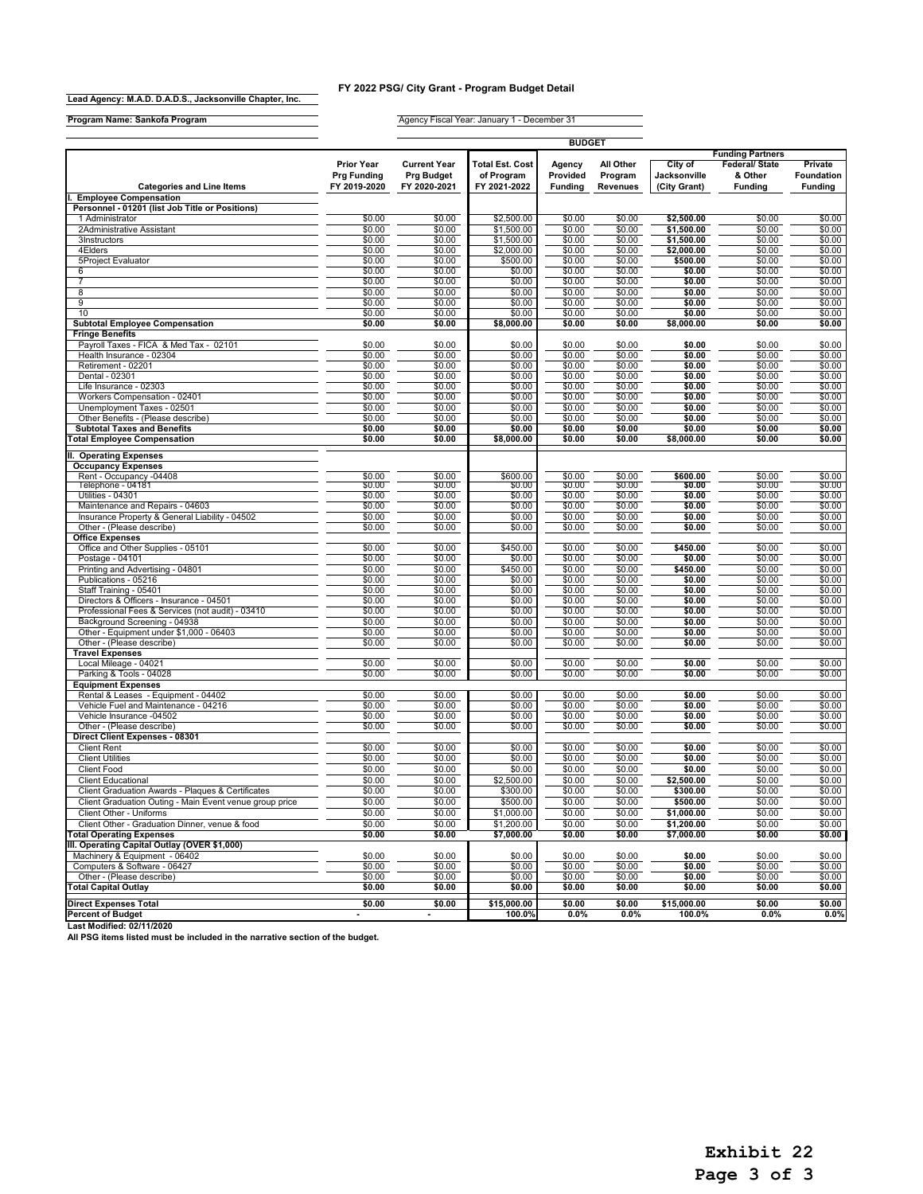**FY 2022 PSG/ City Grant - Program Budget Detail**

**Lead Agency: M.A.D. D.A.D.S., Jacksonville Chapter, Inc.**

**Program Name: Sankofa Program**

Agency Fiscal Year: January 1 - December 31

| | | | BUDGET | | | | | |
|---|---|---|---|---|---|---|---|---|
| | | | | | | Funding Partners | | |
| **Categories and Line Items** | **Prior Year Prg Funding FY 2019-2020** | **Current Year Prg Budget FY 2020-2021** | **Total Est. Cost of Program FY 2021-2022** | **Agency Provided Funding** | **All Other Program Revenues** | **City of Jacksonville (City Grant)** | **Federal/ State & Other Funding** | **Private Foundation Funding** |
| **I. Employee Compensation** | | | | | | | | |
| **Personnel - 01201 (list Job Title or Positions)** | | | | | | | | |
| 1 Administrator | $0.00 | $0.00 | $2,500.00 | $0.00 | $0.00 | **$2,500.00** | $0.00 | $0.00 |
| 2Administrative Assistant | $0.00 | $0.00 | $1,500.00 | $0.00 | $0.00 | **$1,500.00** | $0.00 | $0.00 |
| 3Instructors | $0.00 | $0.00 | $1,500.00 | $0.00 | $0.00 | **$1,500.00** | $0.00 | $0.00 |
| 4Elders | $0.00 | $0.00 | $2,000.00 | $0.00 | $0.00 | **$2,000.00** | $0.00 | $0.00 |
| 5Project Evaluator | $0.00 | $0.00 | $500.00 | $0.00 | $0.00 | **$500.00** | $0.00 | $0.00 |
| 6 | $0.00 | $0.00 | $0.00 | $0.00 | $0.00 | **$0.00** | $0.00 | $0.00 |
| 7 | $0.00 | $0.00 | $0.00 | $0.00 | $0.00 | **$0.00** | $0.00 | $0.00 |
| 8 | $0.00 | $0.00 | $0.00 | $0.00 | $0.00 | **$0.00** | $0.00 | $0.00 |
| 9 | $0.00 | $0.00 | $0.00 | $0.00 | $0.00 | **$0.00** | $0.00 | $0.00 |
| 10 | $0.00 | $0.00 | $0.00 | $0.00 | $0.00 | **$0.00** | $0.00 | $0.00 |
| **Subtotal Employee Compensation** | **$0.00** | **$0.00** | **$8,000.00** | **$0.00** | **$0.00** | **$8,000.00** | **$0.00** | **$0.00** |
| **Fringe Benefits** | | | | | | | | |
| Payroll Taxes - FICA & Med Tax - 02101 | $0.00 | $0.00 | $0.00 | $0.00 | $0.00 | **$0.00** | $0.00 | $0.00 |
| Health Insurance - 02304 | $0.00 | $0.00 | $0.00 | $0.00 | $0.00 | **$0.00** | $0.00 | $0.00 |
| Retirement - 02201 | $0.00 | $0.00 | $0.00 | $0.00 | $0.00 | **$0.00** | $0.00 | $0.00 |
| Dental - 02301 | $0.00 | $0.00 | $0.00 | $0.00 | $0.00 | **$0.00** | $0.00 | $0.00 |
| Life Insurance - 02303 | $0.00 | $0.00 | $0.00 | $0.00 | $0.00 | **$0.00** | $0.00 | $0.00 |
| Workers Compensation - 02401 | $0.00 | $0.00 | $0.00 | $0.00 | $0.00 | **$0.00** | $0.00 | $0.00 |
| Unemployment Taxes - 02501 | $0.00 | $0.00 | $0.00 | $0.00 | $0.00 | **$0.00** | $0.00 | $0.00 |
| Other Benefits - (Please describe) | $0.00 | $0.00 | $0.00 | $0.00 | $0.00 | **$0.00** | $0.00 | $0.00 |
| **Subtotal Taxes and Benefits** | **$0.00** | **$0.00** | **$0.00** | **$0.00** | **$0.00** | **$0.00** | **$0.00** | **$0.00** |
| **Total Employee Compensation** | **$0.00** | **$0.00** | **$8,000.00** | **$0.00** | **$0.00** | **$8,000.00** | **$0.00** | **$0.00** |
| **II. Operating Expenses** | | | | | | | | |
| **Occupancy Expenses** | | | | | | | | |
| Rent - Occupancy -04408 | $0.00 | $0.00 | $600.00 | $0.00 | $0.00 | **$600.00** | $0.00 | $0.00 |
| Telephone - 04181 | $0.00 | $0.00 | $0.00 | $0.00 | $0.00 | **$0.00** | $0.00 | $0.00 |
| Utilities - 04301 | $0.00 | $0.00 | $0.00 | $0.00 | $0.00 | **$0.00** | $0.00 | $0.00 |
| Maintenance and Repairs - 04603 | $0.00 | $0.00 | $0.00 | $0.00 | $0.00 | **$0.00** | $0.00 | $0.00 |
| Insurance Property & General Liability - 04502 | $0.00 | $0.00 | $0.00 | $0.00 | $0.00 | **$0.00** | $0.00 | $0.00 |
| Other - (Please describe) | $0.00 | $0.00 | $0.00 | $0.00 | $0.00 | **$0.00** | $0.00 | $0.00 |
| **Office Expenses** | | | | | | | | |
| Office and Other Supplies - 05101 | $0.00 | $0.00 | $450.00 | $0.00 | $0.00 | **$450.00** | $0.00 | $0.00 |
| Postage - 04101 | $0.00 | $0.00 | $0.00 | $0.00 | $0.00 | **$0.00** | $0.00 | $0.00 |
| Printing and Advertising - 04801 | $0.00 | $0.00 | $450.00 | $0.00 | $0.00 | **$450.00** | $0.00 | $0.00 |
| Publications - 05216 | $0.00 | $0.00 | $0.00 | $0.00 | $0.00 | **$0.00** | $0.00 | $0.00 |
| Staff Training - 05401 | $0.00 | $0.00 | $0.00 | $0.00 | $0.00 | **$0.00** | $0.00 | $0.00 |
| Directors & Officers - Insurance - 04501 | $0.00 | $0.00 | $0.00 | $0.00 | $0.00 | **$0.00** | $0.00 | $0.00 |
| Professional Fees & Services (not audit) - 03410 | $0.00 | $0.00 | $0.00 | $0.00 | $0.00 | **$0.00** | $0.00 | $0.00 |
| Background Screening - 04938 | $0.00 | $0.00 | $0.00 | $0.00 | $0.00 | **$0.00** | $0.00 | $0.00 |
| Other - Equipment under $1,000 - 06403 | $0.00 | $0.00 | $0.00 | $0.00 | $0.00 | **$0.00** | $0.00 | $0.00 |
| Other - (Please describe) | $0.00 | $0.00 | $0.00 | $0.00 | $0.00 | **$0.00** | $0.00 | $0.00 |
| **Travel Expenses** | | | | | | | | |
| Local Mileage - 04021 | $0.00 | $0.00 | $0.00 | $0.00 | $0.00 | **$0.00** | $0.00 | $0.00 |
| Parking & Tolls - 04028 | $0.00 | $0.00 | $0.00 | $0.00 | $0.00 | **$0.00** | $0.00 | $0.00 |
| **Equipment Expenses** | | | | | | | | |
| Rental & Leases - Equipment - 04402 | $0.00 | $0.00 | $0.00 | $0.00 | $0.00 | **$0.00** | $0.00 | $0.00 |
| Vehicle Fuel and Maintenance - 04216 | $0.00 | $0.00 | $0.00 | $0.00 | $0.00 | **$0.00** | $0.00 | $0.00 |
| Vehicle Insurance -04502 | $0.00 | $0.00 | $0.00 | $0.00 | $0.00 | **$0.00** | $0.00 | $0.00 |
| Other - (Please describe) | $0.00 | $0.00 | $0.00 | $0.00 | $0.00 | **$0.00** | $0.00 | $0.00 |
| **Direct Client Expenses - 08301** | | | | | | | | |
| Client Rent | $0.00 | $0.00 | $0.00 | $0.00 | $0.00 | **$0.00** | $0.00 | $0.00 |
| Client Utilities | $0.00 | $0.00 | $0.00 | $0.00 | $0.00 | **$0.00** | $0.00 | $0.00 |
| Client Food | $0.00 | $0.00 | $0.00 | $0.00 | $0.00 | **$0.00** | $0.00 | $0.00 |
| Client Educational | $0.00 | $0.00 | $2,500.00 | $0.00 | $0.00 | **$2,500.00** | $0.00 | $0.00 |
| Client Graduation Awards - Plaques & Certificates | $0.00 | $0.00 | $300.00 | $0.00 | $0.00 | **$300.00** | $0.00 | $0.00 |
| Client Graduation Outing - Main Event venue group price | $0.00 | $0.00 | $500.00 | $0.00 | $0.00 | **$500.00** | $0.00 | $0.00 |
| Client Other - Uniforms | $0.00 | $0.00 | $1,000.00 | $0.00 | $0.00 | **$1,000.00** | $0.00 | $0.00 |
| Client Other - Graduation Dinner, venue & food | $0.00 | $0.00 | $1,200.00 | $0.00 | $0.00 | **$1,200.00** | $0.00 | $0.00 |
| **Total Operating Expenses** | **$0.00** | **$0.00** | **$7,000.00** | **$0.00** | **$0.00** | **$7,000.00** | **$0.00** | **$0.00** |
| **III. Operating Capital Outlay (OVER $1,000)** | | | | | | | | |
| Machinery & Equipment - 06402 | $0.00 | $0.00 | $0.00 | $0.00 | $0.00 | **$0.00** | $0.00 | $0.00 |
| Computers & Software - 06427 | $0.00 | $0.00 | $0.00 | $0.00 | $0.00 | **$0.00** | $0.00 | $0.00 |
| Other - (Please describe) | $0.00 | $0.00 | $0.00 | $0.00 | $0.00 | **$0.00** | $0.00 | $0.00 |
| **Total Capital Outlay** | **$0.00** | **$0.00** | **$0.00** | **$0.00** | **$0.00** | **$0.00** | **$0.00** | **$0.00** |
| **Direct Expenses Total** | **$0.00** | **$0.00** | **$15,000.00** | **$0.00** | **$0.00** | **$15,000.00** | **$0.00** | **$0.00** |
| **Percent of Budget** | **-** | **-** | **100.0%** | **0.0%** | **0.0%** | **100.0%** | **0.0%** | **0.0%** |

**Last Modified: 02/11/2020**

**All PSG items listed must be included in the narrative section of the budget.**

**Exhibit 22**